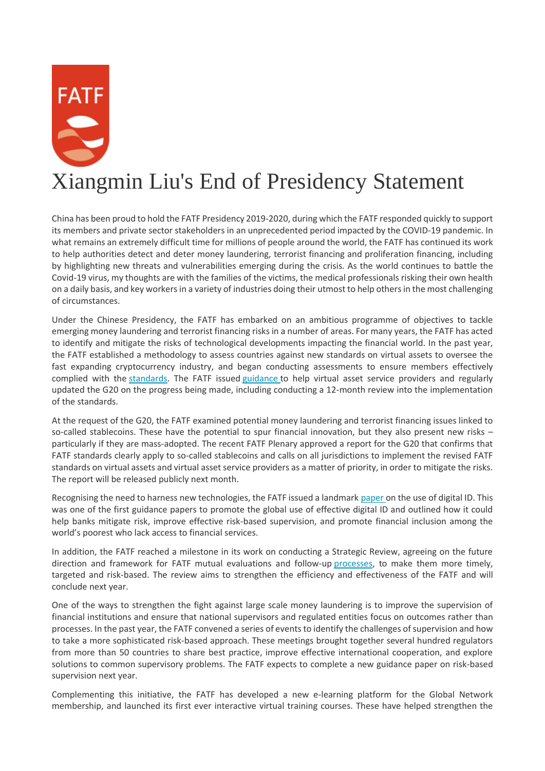# Xiangmin Liu's End of Presidency Statement

China has been proud to hold the FATF Presidency 2019-2020, during which the FATF responded quickly to support its members and private sector stakeholders in an unprecedented period impacted by the COVID-19 pandemic. In what remains an extremely difficult time for millions of people around the world, the FATF has continued its work to help authorities detect and deter money laundering, terrorist financing and proliferation financing, including by highlighting new threats and vulnerabilities emerging during the crisis. As the world continues to battle the Covid-19 virus, my thoughts are with the families of the victims, the medical professionals risking their own health on a daily basis, and key workers in a variety of industries doing their utmost to help others in the most challenging of circumstances.

Under the Chinese Presidency, the FATF has embarked on an ambitious programme of objectives to tackle emerging money laundering and terrorist financing risks in a number of areas. For many years, the FATF has acted to identify and mitigate the risks of technological developments impacting the financial world. In the past year, the FATF established a methodology to assess countries against new standards on virtual assets to oversee the fast expanding cryptocurrency industry, and began conducting assessments to ensure members effectively complied with the standards. The FATF issued guidance to help virtual asset service providers and regularly updated the G20 on the progress being made, including conducting a 12-month review into the implementation of the standards.

At the request of the G20, the FATF examined potential money laundering and terrorist financing issues linked to so-called stablecoins. These have the potential to spur financial innovation, but they also present new risks – particularly if they are mass-adopted. The recent FATF Plenary approved a report for the G20 that confirms that FATF standards clearly apply to so-called stablecoins and calls on all jurisdictions to implement the revised FATF standards on virtual assets and virtual asset service providers as a matter of priority, in order to mitigate the risks. The report will be released publicly next month.

Recognising the need to harness new technologies, the FATF issued a landmark paper on the use of digital ID. This was one of the first guidance papers to promote the global use of effective digital ID and outlined how it could help banks mitigate risk, improve effective risk-based supervision, and promote financial inclusion among the world's poorest who lack access to financial services.

In addition, the FATF reached a milestone in its work on conducting a Strategic Review, agreeing on the future direction and framework for FATF mutual evaluations and follow-up processes, to make them more timely, targeted and risk-based. The review aims to strengthen the efficiency and effectiveness of the FATF and will conclude next year.

One of the ways to strengthen the fight against large scale money laundering is to improve the supervision of financial institutions and ensure that national supervisors and regulated entities focus on outcomes rather than processes. In the past year, the FATF convened a series of events to identify the challenges of supervision and how to take a more sophisticated risk-based approach. These meetings brought together several hundred regulators from more than 50 countries to share best practice, improve effective international cooperation, and explore solutions to common supervisory problems. The FATF expects to complete a new guidance paper on risk-based supervision next year.

Complementing this initiative, the FATF has developed a new e-learning platform for the Global Network membership, and launched its first ever interactive virtual training courses. These have helped strengthen the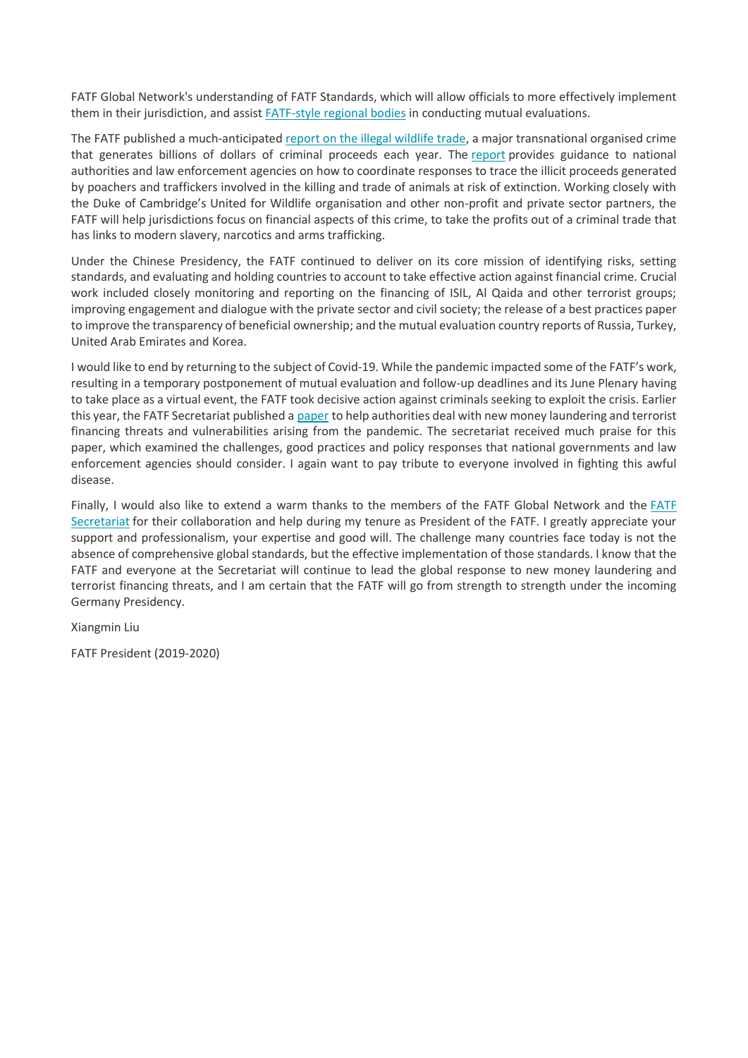FATF Global Network's understanding of FATF Standards, which will allow officials to more effectively implement them in their jurisdiction, and assist FATF-style regional bodies in conducting mutual evaluations.

The FATF published a much-anticipated report on the illegal wildlife trade, a major transnational organised crime that generates billions of dollars of criminal proceeds each year. The report provides guidance to national authorities and law enforcement agencies on how to coordinate responses to trace the illicit proceeds generated by poachers and traffickers involved in the killing and trade of animals at risk of extinction. Working closely with the Duke of Cambridge's United for Wildlife organisation and other non-profit and private sector partners, the FATF will help jurisdictions focus on financial aspects of this crime, to take the profits out of a criminal trade that has links to modern slavery, narcotics and arms trafficking.

Under the Chinese Presidency, the FATF continued to deliver on its core mission of identifying risks, setting standards, and evaluating and holding countries to account to take effective action against financial crime. Crucial work included closely monitoring and reporting on the financing of ISIL, Al Qaida and other terrorist groups; improving engagement and dialogue with the private sector and civil society; the release of a best practices paper to improve the transparency of beneficial ownership; and the mutual evaluation country reports of Russia, Turkey, United Arab Emirates and Korea.

I would like to end by returning to the subject of Covid-19. While the pandemic impacted some of the FATF's work, resulting in a temporary postponement of mutual evaluation and follow-up deadlines and its June Plenary having to take place as a virtual event, the FATF took decisive action against criminals seeking to exploit the crisis. Earlier this year, the FATF Secretariat published a paper to help authorities deal with new money laundering and terrorist financing threats and vulnerabilities arising from the pandemic. The secretariat received much praise for this paper, which examined the challenges, good practices and policy responses that national governments and law enforcement agencies should consider. I again want to pay tribute to everyone involved in fighting this awful disease.

Finally, I would also like to extend a warm thanks to the members of the FATF Global Network and the FATF Secretariat for their collaboration and help during my tenure as President of the FATF. I greatly appreciate your support and professionalism, your expertise and good will. The challenge many countries face today is not the absence of comprehensive global standards, but the effective implementation of those standards. I know that the FATF and everyone at the Secretariat will continue to lead the global response to new money laundering and terrorist financing threats, and I am certain that the FATF will go from strength to strength under the incoming Germany Presidency.

Xiangmin Liu

FATF President (2019-2020)